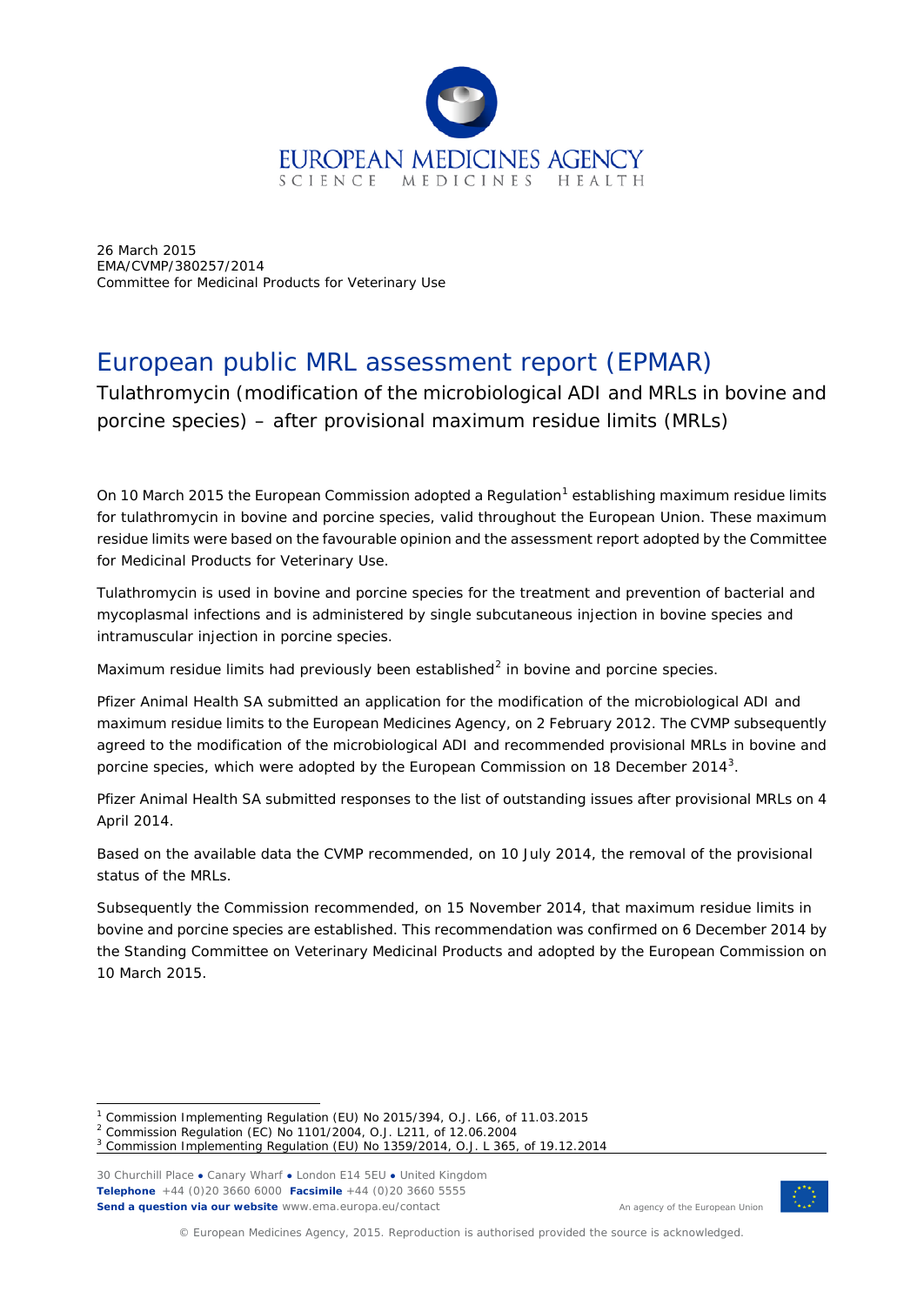EUROPEAN MEDICINES AGENCY
SCIENCE MEDICINES HEALTH

26 March 2015
EMA/CVMP/380257/2014
Committee for Medicinal Products for Veterinary Use

# European public MRL assessment report (EPMAR)

## Tulathromycin (modification of the microbiological ADI and MRLs in bovine and porcine species) – after provisional maximum residue limits (MRLs)

On 10 March 2015 the European Commission adopted a Regulation[1] establishing maximum residue limits for tulathromycin in bovine and porcine species, valid throughout the European Union. These maximum residue limits were based on the favourable opinion and the assessment report adopted by the Committee for Medicinal Products for Veterinary Use.

Tulathromycin is used in bovine and porcine species for the treatment and prevention of bacterial and mycoplasmal infections and is administered by single subcutaneous injection in bovine species and intramuscular injection in porcine species.

Maximum residue limits had previously been established[2] in bovine and porcine species.

Pfizer Animal Health SA submitted an application for the modification of the microbiological ADI and maximum residue limits to the European Medicines Agency, on 2 February 2012. The CVMP subsequently agreed to the modification of the microbiological ADI and recommended provisional MRLs in bovine and porcine species, which were adopted by the European Commission on 18 December 2014[3].

Pfizer Animal Health SA submitted responses to the list of outstanding issues after provisional MRLs on 4 April 2014.

Based on the available data the CVMP recommended, on 10 July 2014, the removal of the provisional status of the MRLs.

Subsequently the Commission recommended, on 15 November 2014, that maximum residue limits in bovine and porcine species are established. This recommendation was confirmed on 6 December 2014 by the Standing Committee on Veterinary Medicinal Products and adopted by the European Commission on 10 March 2015.

[1] Commission Implementing Regulation (EU) No 2015/394, O.J. L66, of 11.03.2015
[2] Commission Regulation (EC) No 1101/2004, O.J. L211, of 12.06.2004
[3] Commission Implementing Regulation (EU) No 1359/2014, O.J. L 365, of 19.12.2014

30 Churchill Place ● Canary Wharf ● London E14 5EU ● United Kingdom
**Telephone** +44 (0)20 3660 6000 **Facsimile** +44 (0)20 3660 5555
**Send a question via our website** www.ema.europa.eu/contact

An agency of the European Union

© European Medicines Agency, 2015. Reproduction is authorised provided the source is acknowledged.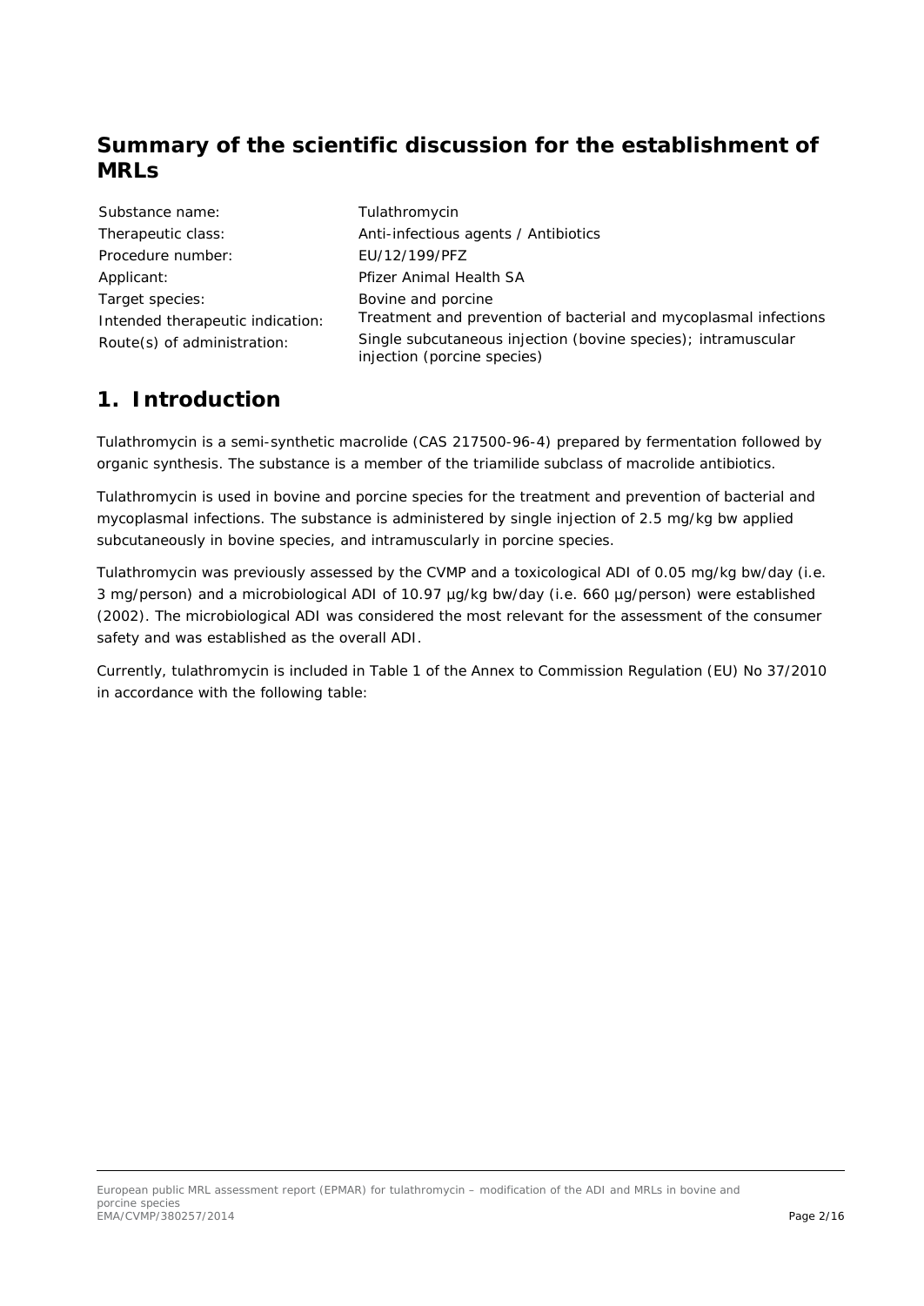## Summary of the scientific discussion for the establishment of MRLs

| | |
|---|---|
| Substance name: | Tulathromycin |
| Therapeutic class: | Anti-infectious agents / Antibiotics |
| Procedure number: | EU/12/199/PFZ |
| Applicant: | Pfizer Animal Health SA |
| Target species: | Bovine and porcine |
| Intended therapeutic indication: | Treatment and prevention of bacterial and mycoplasmal infections |
| Route(s) of administration: | Single subcutaneous injection (bovine species); intramuscular injection (porcine species) |

## 1. Introduction

Tulathromycin is a semi-synthetic macrolide (CAS 217500-96-4) prepared by fermentation followed by organic synthesis. The substance is a member of the triamilide subclass of macrolide antibiotics.

Tulathromycin is used in bovine and porcine species for the treatment and prevention of bacterial and mycoplasmal infections. The substance is administered by single injection of 2.5 mg/kg bw applied subcutaneously in bovine species, and intramuscularly in porcine species.

Tulathromycin was previously assessed by the CVMP and a toxicological ADI of 0.05 mg/kg bw/day (i.e. 3 mg/person) and a microbiological ADI of 10.97 µg/kg bw/day (i.e. 660 µg/person) were established (2002). The microbiological ADI was considered the most relevant for the assessment of the consumer safety and was established as the overall ADI.

Currently, tulathromycin is included in Table 1 of the Annex to Commission Regulation (EU) No 37/2010 in accordance with the following table: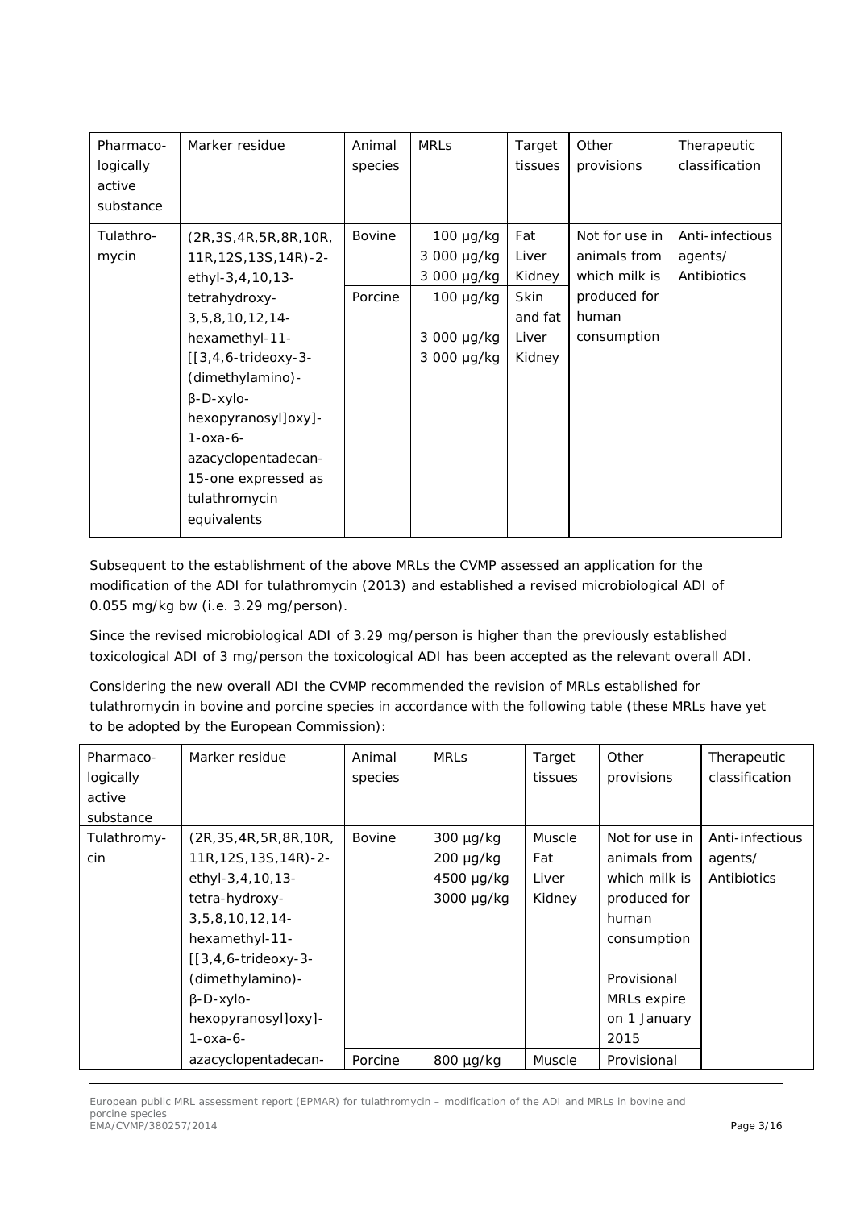| Pharmaco-logically active substance | Marker residue | Animal species | MRLs | Target tissues | Other provisions | Therapeutic classification |
|---|---|---|---|---|---|---|
| Tulathro-mycin | (2R,3S,4R,5R,8R,10R, 11R,12S,13S,14R)-2-ethyl-3,4,10,13-tetrahydroxy-3,5,8,10,12,14-hexamethyl-11-[[3,4,6-trideoxy-3-(dimethylamino)-β-D-xylo-hexopyranosyl]oxy]-1-oxa-6-azacyclopentadecan-15-one expressed as tulathromycin equivalents | Bovine | 100 µg/kg<br>3 000 µg/kg<br>3 000 µg/kg | Fat<br>Liver<br>Kidney | Not for use in animals from which milk is produced for human consumption | Anti-infectious agents/ Antibiotics |
| | | Porcine | 100 µg/kg<br><br>3 000 µg/kg<br>3 000 µg/kg | Skin and fat<br>Liver<br>Kidney | | |

Subsequent to the establishment of the above MRLs the CVMP assessed an application for the modification of the ADI for tulathromycin (2013) and established a revised microbiological ADI of 0.055 mg/kg bw (i.e. 3.29 mg/person).

Since the revised microbiological ADI of 3.29 mg/person is higher than the previously established toxicological ADI of 3 mg/person the toxicological ADI has been accepted as the relevant overall ADI.

Considering the new overall ADI the CVMP recommended the revision of MRLs established for tulathromycin in bovine and porcine species in accordance with the following table (these MRLs have yet to be adopted by the European Commission):

| Pharmaco-logically active substance | Marker residue | Animal species | MRLs | Target tissues | Other provisions | Therapeutic classification |
|---|---|---|---|---|---|---|
| Tulathromy-cin | (2R,3S,4R,5R,8R,10R, 11R,12S,13S,14R)-2-ethyl-3,4,10,13-tetra-hydroxy-3,5,8,10,12,14-hexamethyl-11-[[3,4,6-trideoxy-3-(dimethylamino)-β-D-xylo-hexopyranosyl]oxy]-1-oxa-6-azacyclopentadecan- | Bovine | 300 µg/kg<br>200 µg/kg<br>4500 µg/kg<br>3000 µg/kg | Muscle<br>Fat<br>Liver<br>Kidney | Not for use in animals from which milk is produced for human consumption<br><br>Provisional MRLs expire on 1 January 2015 | Anti-infectious agents/ Antibiotics |
| | | Porcine | 800 µg/kg | Muscle | Provisional | |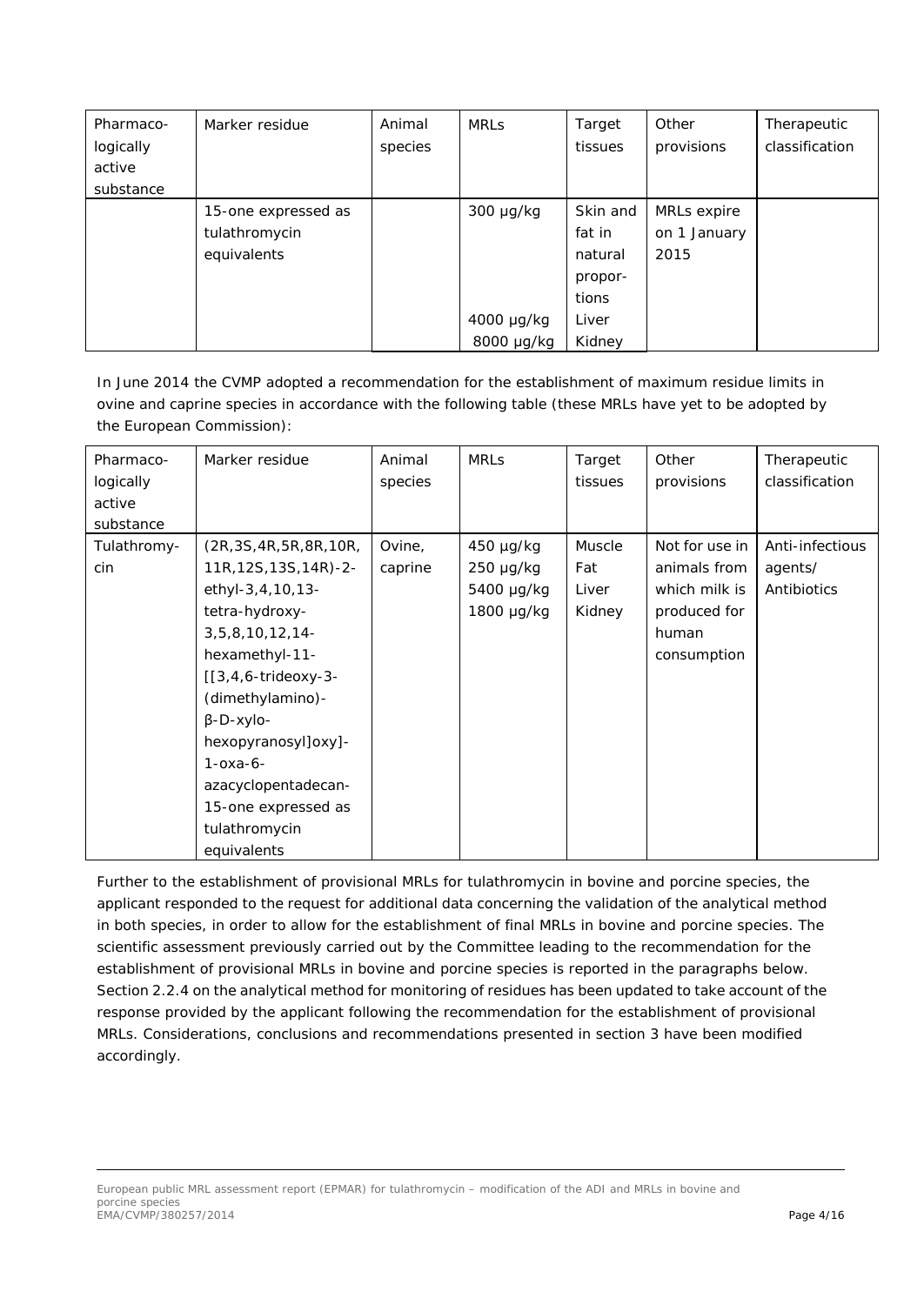| Pharmaco-logically active substance | Marker residue | Animal species | MRLs | Target tissues | Other provisions | Therapeutic classification |
|---|---|---|---|---|---|---|
| | 15-one expressed as tulathromycin equivalents | | 300 µg/kg<br><br>4000 µg/kg<br>8000 µg/kg | Skin and fat in natural propor-tions<br>Liver<br>Kidney | MRLs expire on 1 January 2015 | |

In June 2014 the CVMP adopted a recommendation for the establishment of maximum residue limits in ovine and caprine species in accordance with the following table (these MRLs have yet to be adopted by the European Commission):

| Pharmaco-logically active substance | Marker residue | Animal species | MRLs | Target tissues | Other provisions | Therapeutic classification |
|---|---|---|---|---|---|---|
| Tulathromy-cin | (2R,3S,4R,5R,8R,10R, 11R,12S,13S,14R)-2-ethyl-3,4,10,13-tetra-hydroxy-3,5,8,10,12,14-hexamethyl-11-[[3,4,6-trideoxy-3-(dimethylamino)-β-D-xylo-hexopyranosyl]oxy]-1-oxa-6-azacyclopentadecan-15-one expressed as tulathromycin equivalents | Ovine, caprine | 450 µg/kg<br>250 µg/kg<br>5400 µg/kg<br>1800 µg/kg | Muscle<br>Fat<br>Liver<br>Kidney | Not for use in animals from which milk is produced for human consumption | Anti-infectious agents/ Antibiotics |

Further to the establishment of provisional MRLs for tulathromycin in bovine and porcine species, the applicant responded to the request for additional data concerning the validation of the analytical method in both species, in order to allow for the establishment of final MRLs in bovine and porcine species. The scientific assessment previously carried out by the Committee leading to the recommendation for the establishment of provisional MRLs in bovine and porcine species is reported in the paragraphs below. Section 2.2.4 on the analytical method for monitoring of residues has been updated to take account of the response provided by the applicant following the recommendation for the establishment of provisional MRLs. Considerations, conclusions and recommendations presented in section 3 have been modified accordingly.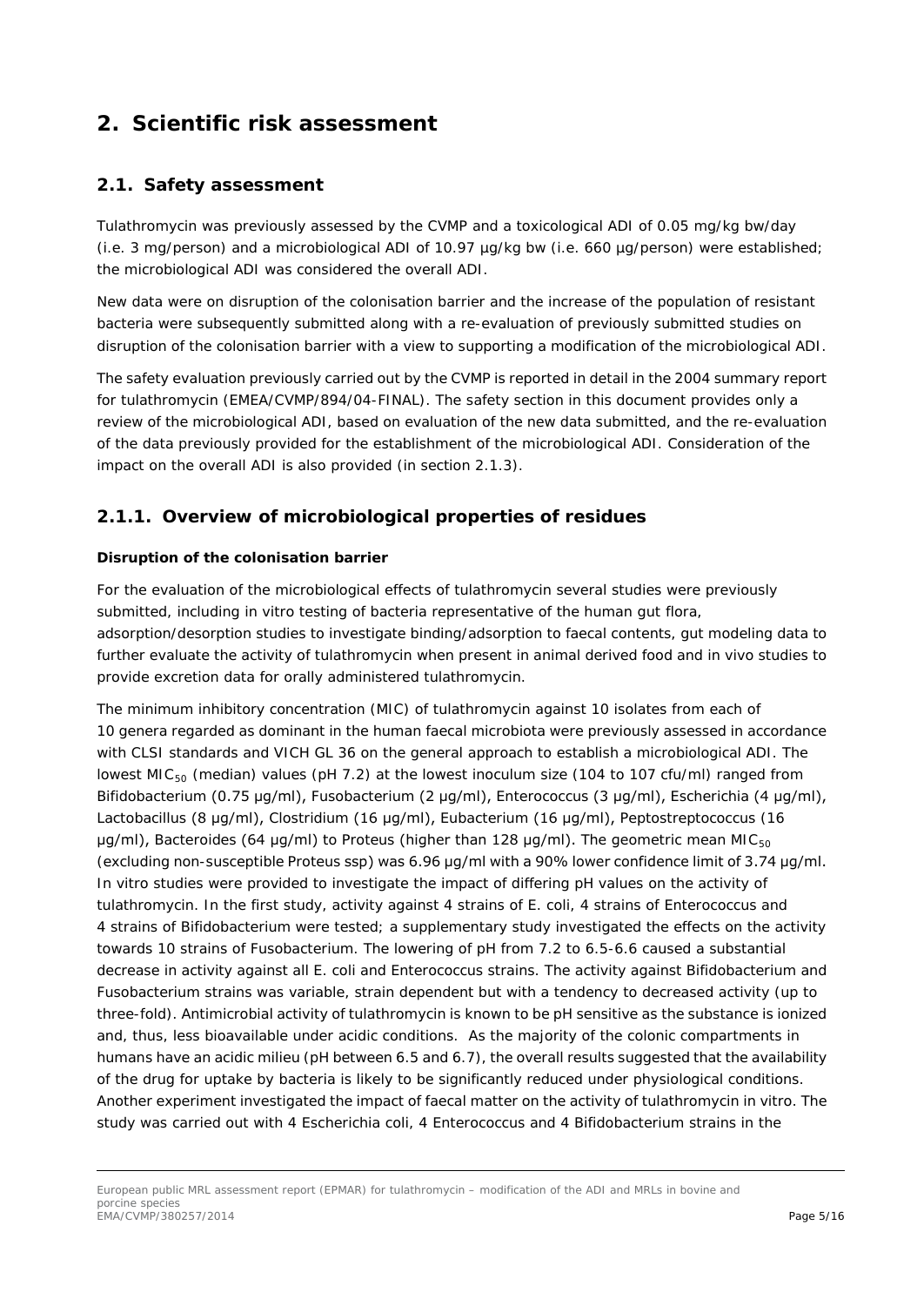# 2. Scientific risk assessment

## 2.1. Safety assessment

Tulathromycin was previously assessed by the CVMP and a toxicological ADI of 0.05 mg/kg bw/day (i.e. 3 mg/person) and a microbiological ADI of 10.97 µg/kg bw (i.e. 660 µg/person) were established; the microbiological ADI was considered the overall ADI.

New data were on disruption of the colonisation barrier and the increase of the population of resistant bacteria were subsequently submitted along with a re-evaluation of previously submitted studies on disruption of the colonisation barrier with a view to supporting a modification of the microbiological ADI.

The safety evaluation previously carried out by the CVMP is reported in detail in the 2004 summary report for tulathromycin (EMEA/CVMP/894/04-FINAL). The safety section in this document provides only a review of the microbiological ADI, based on evaluation of the new data submitted, and the re-evaluation of the data previously provided for the establishment of the microbiological ADI. Consideration of the impact on the overall ADI is also provided (in section 2.1.3).

### 2.1.1. Overview of microbiological properties of residues

**Disruption of the colonisation barrier**

For the evaluation of the microbiological effects of tulathromycin several studies were previously submitted, including in vitro testing of bacteria representative of the human gut flora, adsorption/desorption studies to investigate binding/adsorption to faecal contents, gut modeling data to further evaluate the activity of tulathromycin when present in animal derived food and in vivo studies to provide excretion data for orally administered tulathromycin.

The minimum inhibitory concentration (MIC) of tulathromycin against 10 isolates from each of 10 genera regarded as dominant in the human faecal microbiota were previously assessed in accordance with CLSI standards and VICH GL 36 on the general approach to establish a microbiological ADI. The lowest $MIC_{50}$ (median) values (pH 7.2) at the lowest inoculum size (104 to 107 cfu/ml) ranged from Bifidobacterium (0.75 µg/ml), Fusobacterium (2 µg/ml), Enterococcus (3 µg/ml), Escherichia (4 µg/ml), Lactobacillus (8 µg/ml), Clostridium (16 µg/ml), Eubacterium (16 µg/ml), Peptostreptococcus (16 µg/ml), Bacteroides (64 µg/ml) to Proteus (higher than 128 µg/ml). The geometric mean $MIC_{50}$ (excluding non-susceptible Proteus ssp) was 6.96 µg/ml with a 90% lower confidence limit of 3.74 µg/ml. In vitro studies were provided to investigate the impact of differing pH values on the activity of tulathromycin. In the first study, activity against 4 strains of E. coli, 4 strains of Enterococcus and 4 strains of Bifidobacterium were tested; a supplementary study investigated the effects on the activity towards 10 strains of Fusobacterium. The lowering of pH from 7.2 to 6.5-6.6 caused a substantial decrease in activity against all E. coli and Enterococcus strains. The activity against Bifidobacterium and Fusobacterium strains was variable, strain dependent but with a tendency to decreased activity (up to three-fold). Antimicrobial activity of tulathromycin is known to be pH sensitive as the substance is ionized and, thus, less bioavailable under acidic conditions. As the majority of the colonic compartments in humans have an acidic milieu (pH between 6.5 and 6.7), the overall results suggested that the availability of the drug for uptake by bacteria is likely to be significantly reduced under physiological conditions. Another experiment investigated the impact of faecal matter on the activity of tulathromycin in vitro. The study was carried out with 4 Escherichia coli, 4 Enterococcus and 4 Bifidobacterium strains in the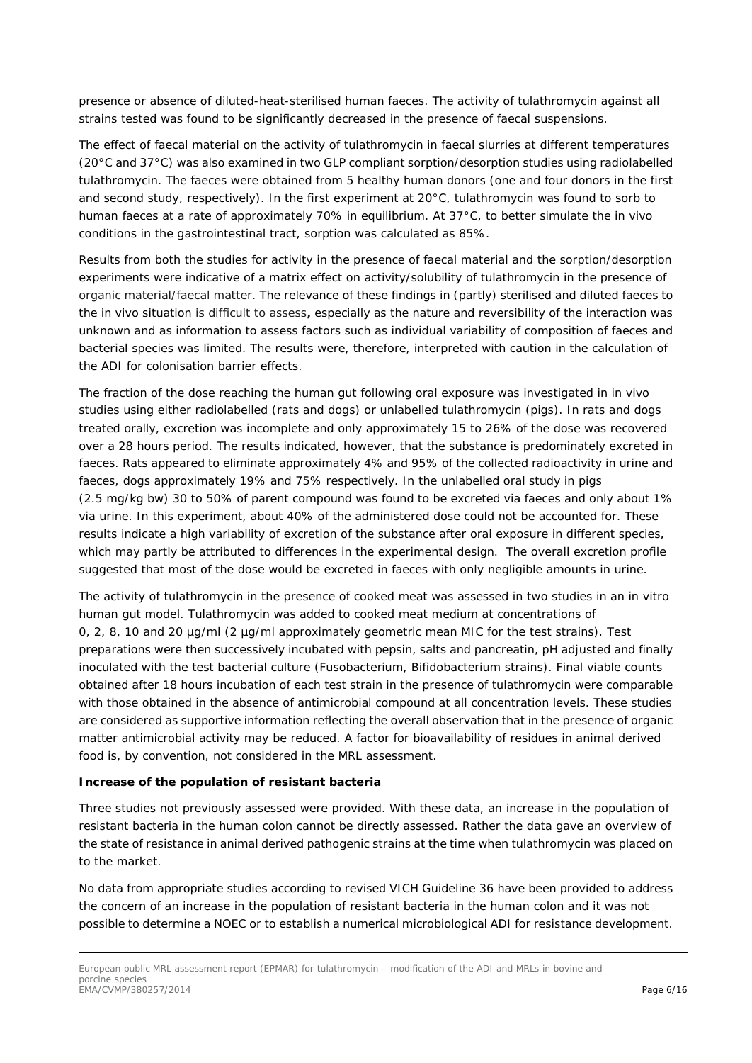presence or absence of diluted-heat-sterilised human faeces. The activity of tulathromycin against all strains tested was found to be significantly decreased in the presence of faecal suspensions.

The effect of faecal material on the activity of tulathromycin in faecal slurries at different temperatures (20°C and 37°C) was also examined in two GLP compliant sorption/desorption studies using radiolabelled tulathromycin. The faeces were obtained from 5 healthy human donors (one and four donors in the first and second study, respectively). In the first experiment at 20°C, tulathromycin was found to sorb to human faeces at a rate of approximately 70% in equilibrium. At 37°C, to better simulate the in vivo conditions in the gastrointestinal tract, sorption was calculated as 85%.

Results from both the studies for activity in the presence of faecal material and the sorption/desorption experiments were indicative of a matrix effect on activity/solubility of tulathromycin in the presence of organic material/faecal matter. The relevance of these findings in (partly) sterilised and diluted faeces to the in vivo situation is difficult to assess**,** especially as the nature and reversibility of the interaction was unknown and as information to assess factors such as individual variability of composition of faeces and bacterial species was limited. The results were, therefore, interpreted with caution in the calculation of the ADI for colonisation barrier effects.

The fraction of the dose reaching the human gut following oral exposure was investigated in in vivo studies using either radiolabelled (rats and dogs) or unlabelled tulathromycin (pigs). In rats and dogs treated orally, excretion was incomplete and only approximately 15 to 26% of the dose was recovered over a 28 hours period. The results indicated, however, that the substance is predominately excreted in faeces. Rats appeared to eliminate approximately 4% and 95% of the collected radioactivity in urine and faeces, dogs approximately 19% and 75% respectively. In the unlabelled oral study in pigs (2.5 mg/kg bw) 30 to 50% of parent compound was found to be excreted via faeces and only about 1% via urine. In this experiment, about 40% of the administered dose could not be accounted for. These results indicate a high variability of excretion of the substance after oral exposure in different species, which may partly be attributed to differences in the experimental design. The overall excretion profile suggested that most of the dose would be excreted in faeces with only negligible amounts in urine.

The activity of tulathromycin in the presence of cooked meat was assessed in two studies in an in vitro human gut model. Tulathromycin was added to cooked meat medium at concentrations of 0, 2, 8, 10 and 20 µg/ml (2 µg/ml approximately geometric mean MIC for the test strains). Test preparations were then successively incubated with pepsin, salts and pancreatin, pH adjusted and finally inoculated with the test bacterial culture (Fusobacterium, Bifidobacterium strains). Final viable counts obtained after 18 hours incubation of each test strain in the presence of tulathromycin were comparable with those obtained in the absence of antimicrobial compound at all concentration levels. These studies are considered as supportive information reflecting the overall observation that in the presence of organic matter antimicrobial activity may be reduced. A factor for bioavailability of residues in animal derived food is, by convention, not considered in the MRL assessment.

**Increase of the population of resistant bacteria**

Three studies not previously assessed were provided. With these data, an increase in the population of resistant bacteria in the human colon cannot be directly assessed. Rather the data gave an overview of the state of resistance in animal derived pathogenic strains at the time when tulathromycin was placed on to the market.

No data from appropriate studies according to revised VICH Guideline 36 have been provided to address the concern of an increase in the population of resistant bacteria in the human colon and it was not possible to determine a NOEC or to establish a numerical microbiological ADI for resistance development.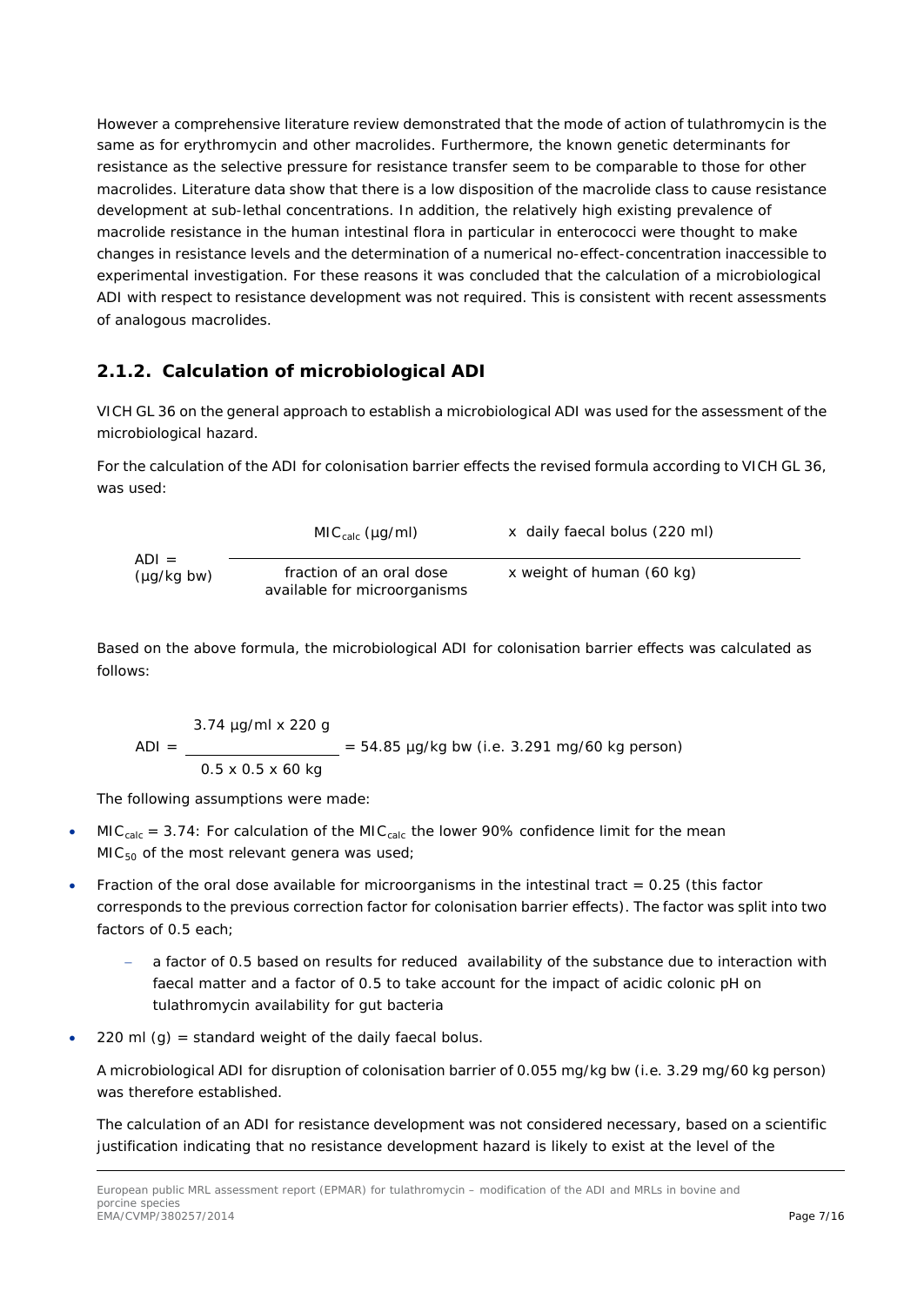However a comprehensive literature review demonstrated that the mode of action of tulathromycin is the same as for erythromycin and other macrolides. Furthermore, the known genetic determinants for resistance as the selective pressure for resistance transfer seem to be comparable to those for other macrolides. Literature data show that there is a low disposition of the macrolide class to cause resistance development at sub-lethal concentrations. In addition, the relatively high existing prevalence of macrolide resistance in the human intestinal flora in particular in enterococci were thought to make changes in resistance levels and the determination of a numerical no-effect-concentration inaccessible to experimental investigation. For these reasons it was concluded that the calculation of a microbiological ADI with respect to resistance development was not required. This is consistent with recent assessments of analogous macrolides.

## 2.1.2. Calculation of microbiological ADI

VICH GL 36 on the general approach to establish a microbiological ADI was used for the assessment of the microbiological hazard.

For the calculation of the ADI for colonisation barrier effects the revised formula according to VICH GL 36, was used:

$$\text{ADI} = (\mu g/kg\ bw) \frac{MIC_{calc}\ (\mu g/ml) \quad \text{x daily faecal bolus (220 ml)}}{\text{fraction of an oral dose available for microorganisms} \quad \text{x weight of human (60 kg)}}$$

Based on the above formula, the microbiological ADI for colonisation barrier effects was calculated as follows:

$$\text{ADI} = \frac{3.74\ \mu g/ml \times 220\ g}{0.5 \times 0.5 \times 60\ kg} = 54.85\ \mu g/kg\ bw \text{ (i.e. 3.291 mg/60 kg person)}$$

The following assumptions were made:

- $MIC_{calc}$ = 3.74: For calculation of the $MIC_{calc}$ the lower 90% confidence limit for the mean $MIC_{50}$ of the most relevant genera was used;
- Fraction of the oral dose available for microorganisms in the intestinal tract = 0.25 (this factor corresponds to the previous correction factor for colonisation barrier effects). The factor was split into two factors of 0.5 each;
  - a factor of 0.5 based on results for reduced availability of the substance due to interaction with faecal matter and a factor of 0.5 to take account for the impact of acidic colonic pH on tulathromycin availability for gut bacteria
- 220 ml (g) = standard weight of the daily faecal bolus.

A microbiological ADI for disruption of colonisation barrier of 0.055 mg/kg bw (i.e. 3.29 mg/60 kg person) was therefore established.

The calculation of an ADI for resistance development was not considered necessary, based on a scientific justification indicating that no resistance development hazard is likely to exist at the level of the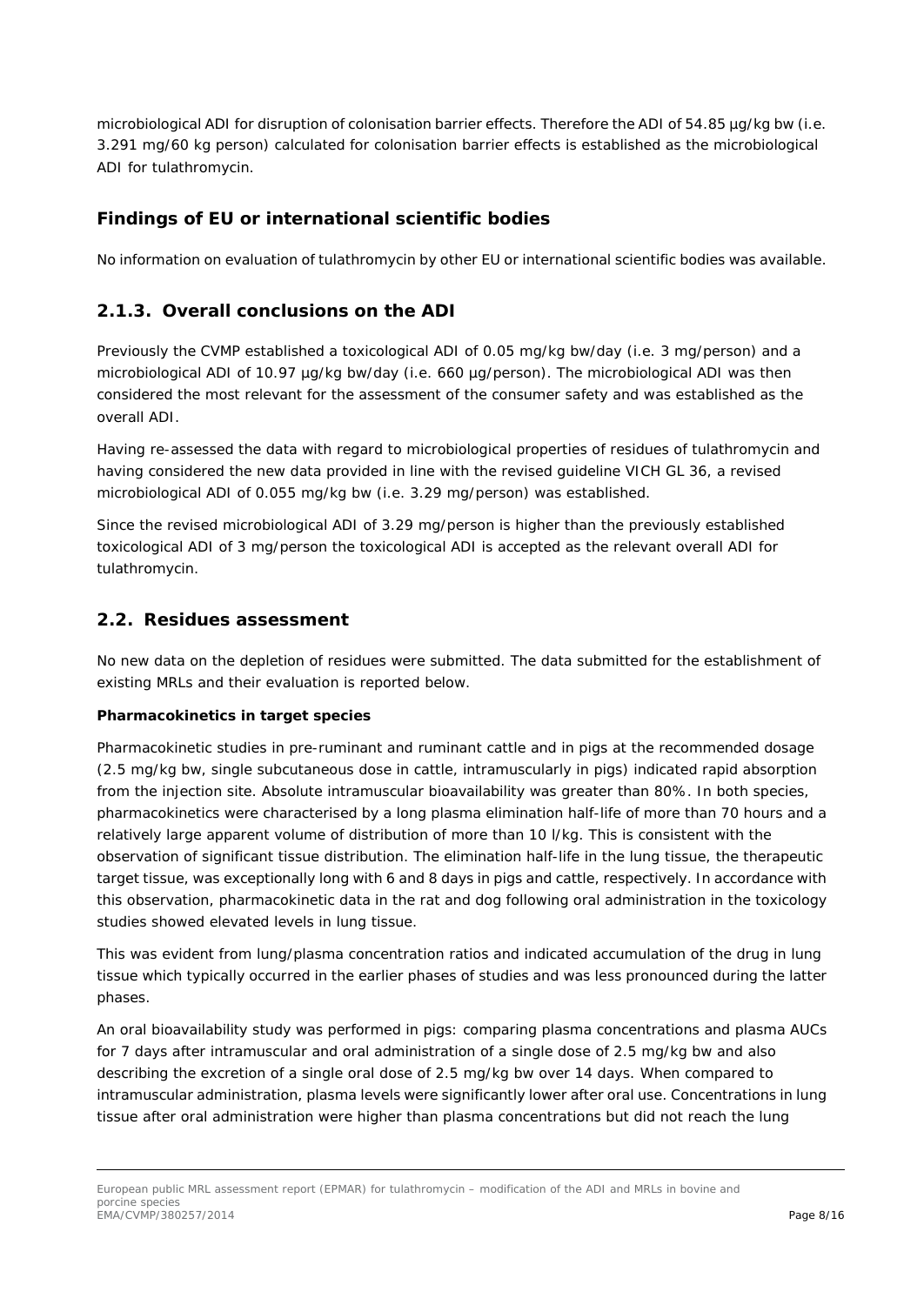microbiological ADI for disruption of colonisation barrier effects. Therefore the ADI of 54.85 µg/kg bw (i.e. 3.291 mg/60 kg person) calculated for colonisation barrier effects is established as the microbiological ADI for tulathromycin.

### Findings of EU or international scientific bodies

No information on evaluation of tulathromycin by other EU or international scientific bodies was available.

## 2.1.3. Overall conclusions on the ADI

Previously the CVMP established a toxicological ADI of 0.05 mg/kg bw/day (i.e. 3 mg/person) and a microbiological ADI of 10.97 µg/kg bw/day (i.e. 660 µg/person). The microbiological ADI was then considered the most relevant for the assessment of the consumer safety and was established as the overall ADI.

Having re-assessed the data with regard to microbiological properties of residues of tulathromycin and having considered the new data provided in line with the revised guideline VICH GL 36, a revised microbiological ADI of 0.055 mg/kg bw (i.e. 3.29 mg/person) was established.

Since the revised microbiological ADI of 3.29 mg/person is higher than the previously established toxicological ADI of 3 mg/person the toxicological ADI is accepted as the relevant overall ADI for tulathromycin.

## 2.2. Residues assessment

No new data on the depletion of residues were submitted. The data submitted for the establishment of existing MRLs and their evaluation is reported below.

**Pharmacokinetics in target species**

Pharmacokinetic studies in pre-ruminant and ruminant cattle and in pigs at the recommended dosage (2.5 mg/kg bw, single subcutaneous dose in cattle, intramuscularly in pigs) indicated rapid absorption from the injection site. Absolute intramuscular bioavailability was greater than 80%. In both species, pharmacokinetics were characterised by a long plasma elimination half-life of more than 70 hours and a relatively large apparent volume of distribution of more than 10 l/kg. This is consistent with the observation of significant tissue distribution. The elimination half-life in the lung tissue, the therapeutic target tissue, was exceptionally long with 6 and 8 days in pigs and cattle, respectively. In accordance with this observation, pharmacokinetic data in the rat and dog following oral administration in the toxicology studies showed elevated levels in lung tissue.

This was evident from lung/plasma concentration ratios and indicated accumulation of the drug in lung tissue which typically occurred in the earlier phases of studies and was less pronounced during the latter phases.

An oral bioavailability study was performed in pigs: comparing plasma concentrations and plasma AUCs for 7 days after intramuscular and oral administration of a single dose of 2.5 mg/kg bw and also describing the excretion of a single oral dose of 2.5 mg/kg bw over 14 days. When compared to intramuscular administration, plasma levels were significantly lower after oral use. Concentrations in lung tissue after oral administration were higher than plasma concentrations but did not reach the lung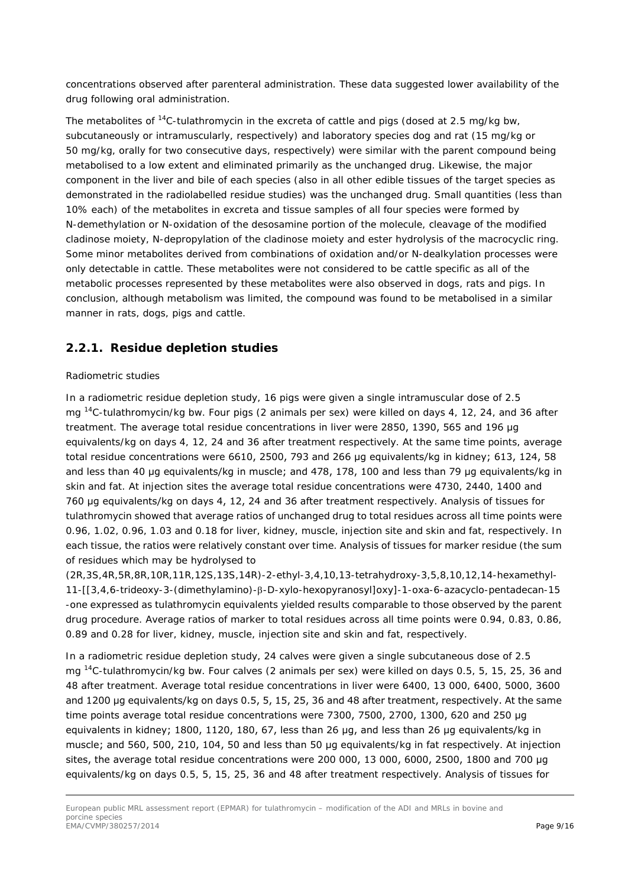concentrations observed after parenteral administration. These data suggested lower availability of the drug following oral administration.

The metabolites of $^{14}$C-tulathromycin in the excreta of cattle and pigs (dosed at 2.5 mg/kg bw, subcutaneously or intramuscularly, respectively) and laboratory species dog and rat (15 mg/kg or 50 mg/kg, orally for two consecutive days, respectively) were similar with the parent compound being metabolised to a low extent and eliminated primarily as the unchanged drug. Likewise, the major component in the liver and bile of each species (also in all other edible tissues of the target species as demonstrated in the radiolabelled residue studies) was the unchanged drug. Small quantities (less than 10% each) of the metabolites in excreta and tissue samples of all four species were formed by N-demethylation or N-oxidation of the desosamine portion of the molecule, cleavage of the modified cladinose moiety, N-depropylation of the cladinose moiety and ester hydrolysis of the macrocyclic ring. Some minor metabolites derived from combinations of oxidation and/or N-dealkylation processes were only detectable in cattle. These metabolites were not considered to be cattle specific as all of the metabolic processes represented by these metabolites were also observed in dogs, rats and pigs. In conclusion, although metabolism was limited, the compound was found to be metabolised in a similar manner in rats, dogs, pigs and cattle.

## 2.2.1. Residue depletion studies

*Radiometric studies*

In a radiometric residue depletion study, 16 pigs were given a single intramuscular dose of 2.5 mg $^{14}$C-tulathromycin/kg bw. Four pigs (2 animals per sex) were killed on days 4, 12, 24, and 36 after treatment. The average total residue concentrations in liver were 2850, 1390, 565 and 196 µg equivalents/kg on days 4, 12, 24 and 36 after treatment respectively. At the same time points, average total residue concentrations were 6610, 2500, 793 and 266 µg equivalents/kg in kidney; 613, 124, 58 and less than 40 µg equivalents/kg in muscle; and 478, 178, 100 and less than 79 µg equivalents/kg in skin and fat. At injection sites the average total residue concentrations were 4730, 2440, 1400 and 760 µg equivalents/kg on days 4, 12, 24 and 36 after treatment respectively. Analysis of tissues for tulathromycin showed that average ratios of unchanged drug to total residues across all time points were 0.96, 1.02, 0.96, 1.03 and 0.18 for liver, kidney, muscle, injection site and skin and fat, respectively. In each tissue, the ratios were relatively constant over time. Analysis of tissues for marker residue (the sum of residues which may be hydrolysed to (2R,3S,4R,5R,8R,10R,11R,12S,13S,14R)-2-ethyl-3,4,10,13-tetrahydroxy-3,5,8,10,12,14-hexamethyl-11-[[3,4,6-trideoxy-3-(dimethylamino)-β-D-xylo-hexopyranosyl]oxy]-1-oxa-6-azacyclo-pentadecan-15-one expressed as tulathromycin equivalents yielded results comparable to those observed by the parent drug procedure. Average ratios of marker to total residues across all time points were 0.94, 0.83, 0.86, 0.89 and 0.28 for liver, kidney, muscle, injection site and skin and fat, respectively.

In a radiometric residue depletion study, 24 calves were given a single subcutaneous dose of 2.5 mg $^{14}$C-tulathromycin/kg bw. Four calves (2 animals per sex) were killed on days 0.5, 5, 15, 25, 36 and 48 after treatment. Average total residue concentrations in liver were 6400, 13 000, 6400, 5000, 3600 and 1200 µg equivalents/kg on days 0.5, 5, 15, 25, 36 and 48 after treatment, respectively. At the same time points average total residue concentrations were 7300, 7500, 2700, 1300, 620 and 250 µg equivalents in kidney; 1800, 1120, 180, 67, less than 26 µg, and less than 26 µg equivalents/kg in muscle; and 560, 500, 210, 104, 50 and less than 50 µg equivalents/kg in fat respectively. At injection sites, the average total residue concentrations were 200 000, 13 000, 6000, 2500, 1800 and 700 µg equivalents/kg on days 0.5, 5, 15, 25, 36 and 48 after treatment respectively. Analysis of tissues for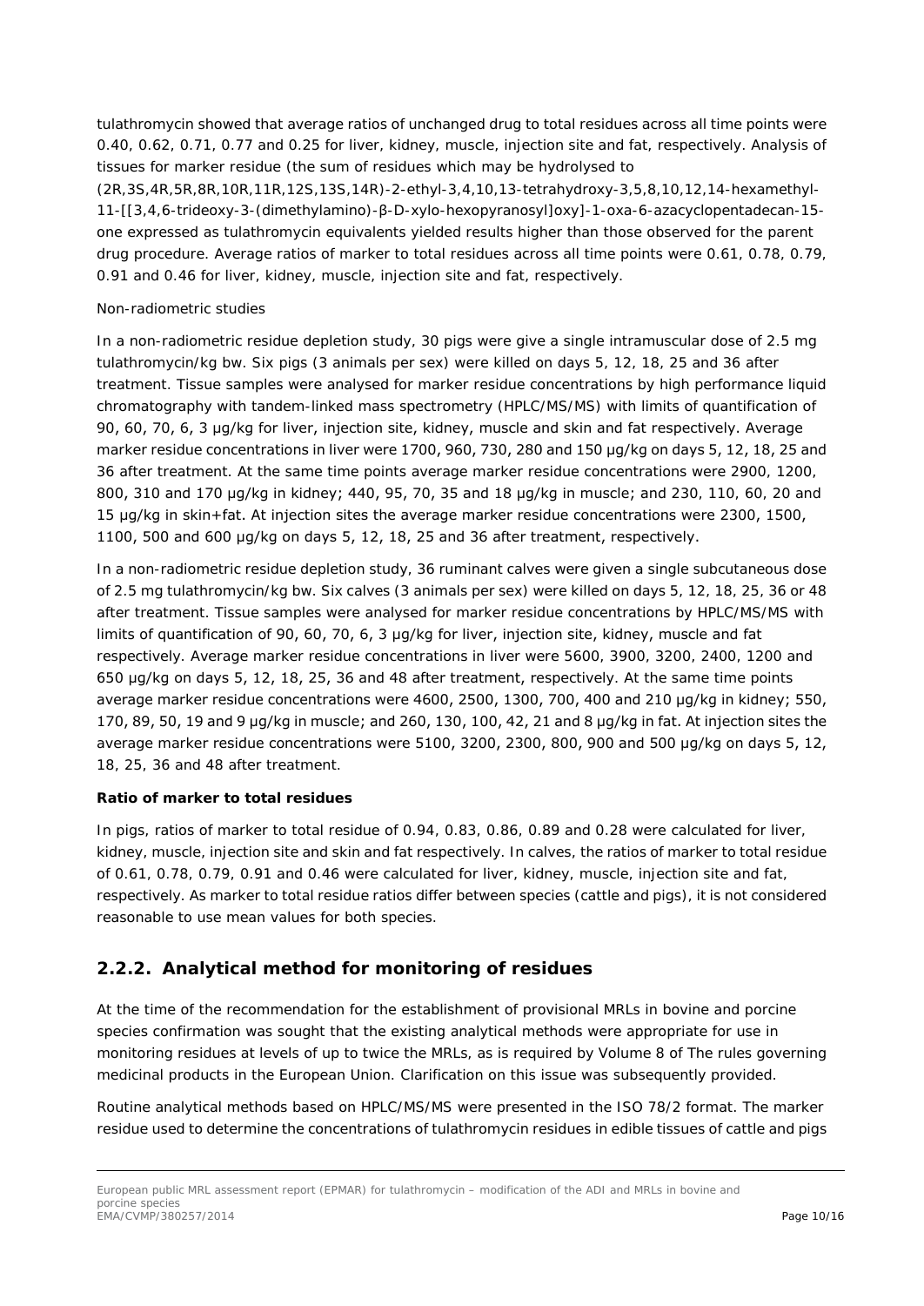tulathromycin showed that average ratios of unchanged drug to total residues across all time points were 0.40, 0.62, 0.71, 0.77 and 0.25 for liver, kidney, muscle, injection site and fat, respectively. Analysis of tissues for marker residue (the sum of residues which may be hydrolysed to (2R,3S,4R,5R,8R,10R,11R,12S,13S,14R)-2-ethyl-3,4,10,13-tetrahydroxy-3,5,8,10,12,14-hexamethyl-11-[[3,4,6-trideoxy-3-(dimethylamino)-β-D-xylo-hexopyranosyl]oxy]-1-oxa-6-azacyclopentadecan-15-one expressed as tulathromycin equivalents yielded results higher than those observed for the parent drug procedure. Average ratios of marker to total residues across all time points were 0.61, 0.78, 0.79, 0.91 and 0.46 for liver, kidney, muscle, injection site and fat, respectively.

Non-radiometric studies

In a non-radiometric residue depletion study, 30 pigs were give a single intramuscular dose of 2.5 mg tulathromycin/kg bw. Six pigs (3 animals per sex) were killed on days 5, 12, 18, 25 and 36 after treatment. Tissue samples were analysed for marker residue concentrations by high performance liquid chromatography with tandem-linked mass spectrometry (HPLC/MS/MS) with limits of quantification of 90, 60, 70, 6, 3 µg/kg for liver, injection site, kidney, muscle and skin and fat respectively. Average marker residue concentrations in liver were 1700, 960, 730, 280 and 150 µg/kg on days 5, 12, 18, 25 and 36 after treatment. At the same time points average marker residue concentrations were 2900, 1200, 800, 310 and 170 µg/kg in kidney; 440, 95, 70, 35 and 18 µg/kg in muscle; and 230, 110, 60, 20 and 15 µg/kg in skin+fat. At injection sites the average marker residue concentrations were 2300, 1500, 1100, 500 and 600 µg/kg on days 5, 12, 18, 25 and 36 after treatment, respectively.

In a non-radiometric residue depletion study, 36 ruminant calves were given a single subcutaneous dose of 2.5 mg tulathromycin/kg bw. Six calves (3 animals per sex) were killed on days 5, 12, 18, 25, 36 or 48 after treatment. Tissue samples were analysed for marker residue concentrations by HPLC/MS/MS with limits of quantification of 90, 60, 70, 6, 3 µg/kg for liver, injection site, kidney, muscle and fat respectively. Average marker residue concentrations in liver were 5600, 3900, 3200, 2400, 1200 and 650 µg/kg on days 5, 12, 18, 25, 36 and 48 after treatment, respectively. At the same time points average marker residue concentrations were 4600, 2500, 1300, 700, 400 and 210 µg/kg in kidney; 550, 170, 89, 50, 19 and 9 µg/kg in muscle; and 260, 130, 100, 42, 21 and 8 µg/kg in fat. At injection sites the average marker residue concentrations were 5100, 3200, 2300, 800, 900 and 500 µg/kg on days 5, 12, 18, 25, 36 and 48 after treatment.

**Ratio of marker to total residues**

In pigs, ratios of marker to total residue of 0.94, 0.83, 0.86, 0.89 and 0.28 were calculated for liver, kidney, muscle, injection site and skin and fat respectively. In calves, the ratios of marker to total residue of 0.61, 0.78, 0.79, 0.91 and 0.46 were calculated for liver, kidney, muscle, injection site and fat, respectively. As marker to total residue ratios differ between species (cattle and pigs), it is not considered reasonable to use mean values for both species.

## 2.2.2. Analytical method for monitoring of residues

At the time of the recommendation for the establishment of provisional MRLs in bovine and porcine species confirmation was sought that the existing analytical methods were appropriate for use in monitoring residues at levels of up to twice the MRLs, as is required by Volume 8 of The rules governing medicinal products in the European Union. Clarification on this issue was subsequently provided.

Routine analytical methods based on HPLC/MS/MS were presented in the ISO 78/2 format. The marker residue used to determine the concentrations of tulathromycin residues in edible tissues of cattle and pigs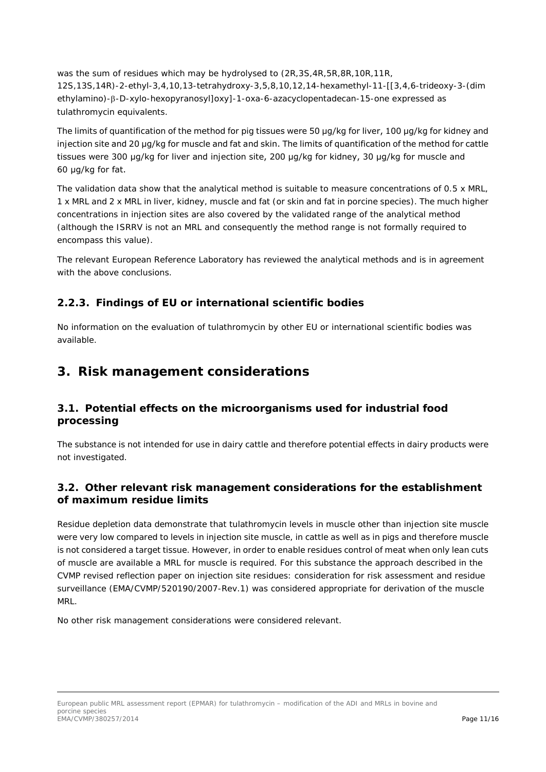was the sum of residues which may be hydrolysed to (2R,3S,4R,5R,8R,10R,11R,
12S,13S,14R)-2-ethyl-3,4,10,13-tetrahydroxy-3,5,8,10,12,14-hexamethyl-11-[[3,4,6-trideoxy-3-(dimethylamino)-β-D-xylo-hexopyranosyl]oxy]-1-oxa-6-azacyclopentadecan-15-one expressed as tulathromycin equivalents.

The limits of quantification of the method for pig tissues were 50 µg/kg for liver, 100 µg/kg for kidney and injection site and 20 µg/kg for muscle and fat and skin. The limits of quantification of the method for cattle tissues were 300 µg/kg for liver and injection site, 200 µg/kg for kidney, 30 µg/kg for muscle and 60 µg/kg for fat.

The validation data show that the analytical method is suitable to measure concentrations of 0.5 x MRL, 1 x MRL and 2 x MRL in liver, kidney, muscle and fat (or skin and fat in porcine species). The much higher concentrations in injection sites are also covered by the validated range of the analytical method (although the ISRRV is not an MRL and consequently the method range is not formally required to encompass this value).

The relevant European Reference Laboratory has reviewed the analytical methods and is in agreement with the above conclusions.

### 2.2.3. Findings of EU or international scientific bodies

No information on the evaluation of tulathromycin by other EU or international scientific bodies was available.

## 3. Risk management considerations

### 3.1. Potential effects on the microorganisms used for industrial food processing

The substance is not intended for use in dairy cattle and therefore potential effects in dairy products were not investigated.

### 3.2. Other relevant risk management considerations for the establishment of maximum residue limits

Residue depletion data demonstrate that tulathromycin levels in muscle other than injection site muscle were very low compared to levels in injection site muscle, in cattle as well as in pigs and therefore muscle is not considered a target tissue. However, in order to enable residues control of meat when only lean cuts of muscle are available a MRL for muscle is required. For this substance the approach described in the CVMP revised reflection paper on injection site residues: consideration for risk assessment and residue surveillance (EMA/CVMP/520190/2007-Rev.1) was considered appropriate for derivation of the muscle MRL.

No other risk management considerations were considered relevant.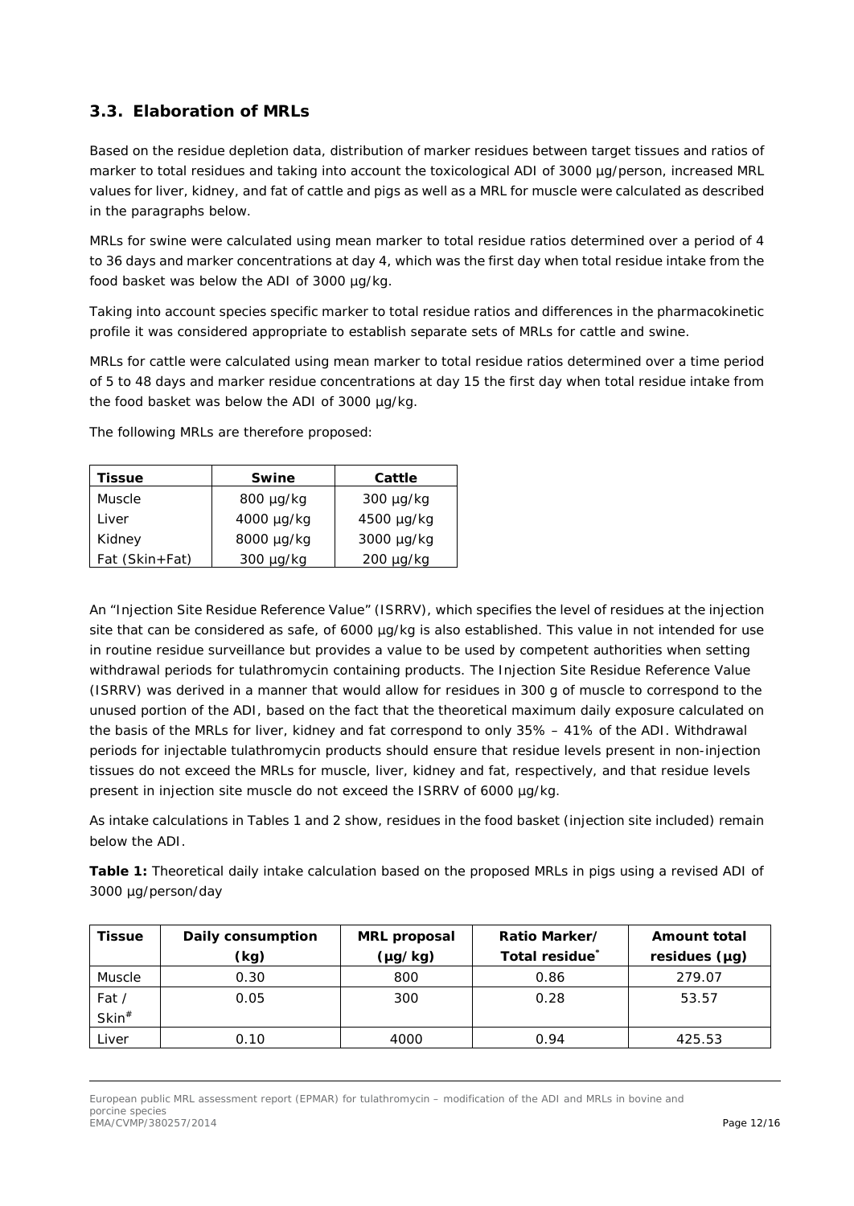## 3.3. Elaboration of MRLs

Based on the residue depletion data, distribution of marker residues between target tissues and ratios of marker to total residues and taking into account the toxicological ADI of 3000 µg/person, increased MRL values for liver, kidney, and fat of cattle and pigs as well as a MRL for muscle were calculated as described in the paragraphs below.

MRLs for swine were calculated using mean marker to total residue ratios determined over a period of 4 to 36 days and marker concentrations at day 4, which was the first day when total residue intake from the food basket was below the ADI of 3000 µg/kg.

Taking into account species specific marker to total residue ratios and differences in the pharmacokinetic profile it was considered appropriate to establish separate sets of MRLs for cattle and swine.

MRLs for cattle were calculated using mean marker to total residue ratios determined over a time period of 5 to 48 days and marker residue concentrations at day 15 the first day when total residue intake from the food basket was below the ADI of 3000 µg/kg.

The following MRLs are therefore proposed:

| Tissue | Swine | Cattle |
|---|---|---|
| Muscle | 800 µg/kg | 300 µg/kg |
| Liver | 4000 µg/kg | 4500 µg/kg |
| Kidney | 8000 µg/kg | 3000 µg/kg |
| Fat (Skin+Fat) | 300 µg/kg | 200 µg/kg |

An "Injection Site Residue Reference Value" (ISRRV), which specifies the level of residues at the injection site that can be considered as safe, of 6000 µg/kg is also established. This value in not intended for use in routine residue surveillance but provides a value to be used by competent authorities when setting withdrawal periods for tulathromycin containing products. The Injection Site Residue Reference Value (ISRRV) was derived in a manner that would allow for residues in 300 g of muscle to correspond to the unused portion of the ADI, based on the fact that the theoretical maximum daily exposure calculated on the basis of the MRLs for liver, kidney and fat correspond to only 35% – 41% of the ADI. Withdrawal periods for injectable tulathromycin products should ensure that residue levels present in non-injection tissues do not exceed the MRLs for muscle, liver, kidney and fat, respectively, and that residue levels present in injection site muscle do not exceed the ISRRV of 6000 µg/kg.

As intake calculations in Tables 1 and 2 show, residues in the food basket (injection site included) remain below the ADI.

**Table 1:** Theoretical daily intake calculation based on the proposed MRLs in pigs using a revised ADI of 3000 µg/person/day

| Tissue | Daily consumption (kg) | MRL proposal (µg/kg) | Ratio Marker/ Total residue* | Amount total residues (µg) |
|---|---|---|---|---|
| Muscle | 0.30 | 800 | 0.86 | 279.07 |
| Fat / Skin# | 0.05 | 300 | 0.28 | 53.57 |
| Liver | 0.10 | 4000 | 0.94 | 425.53 |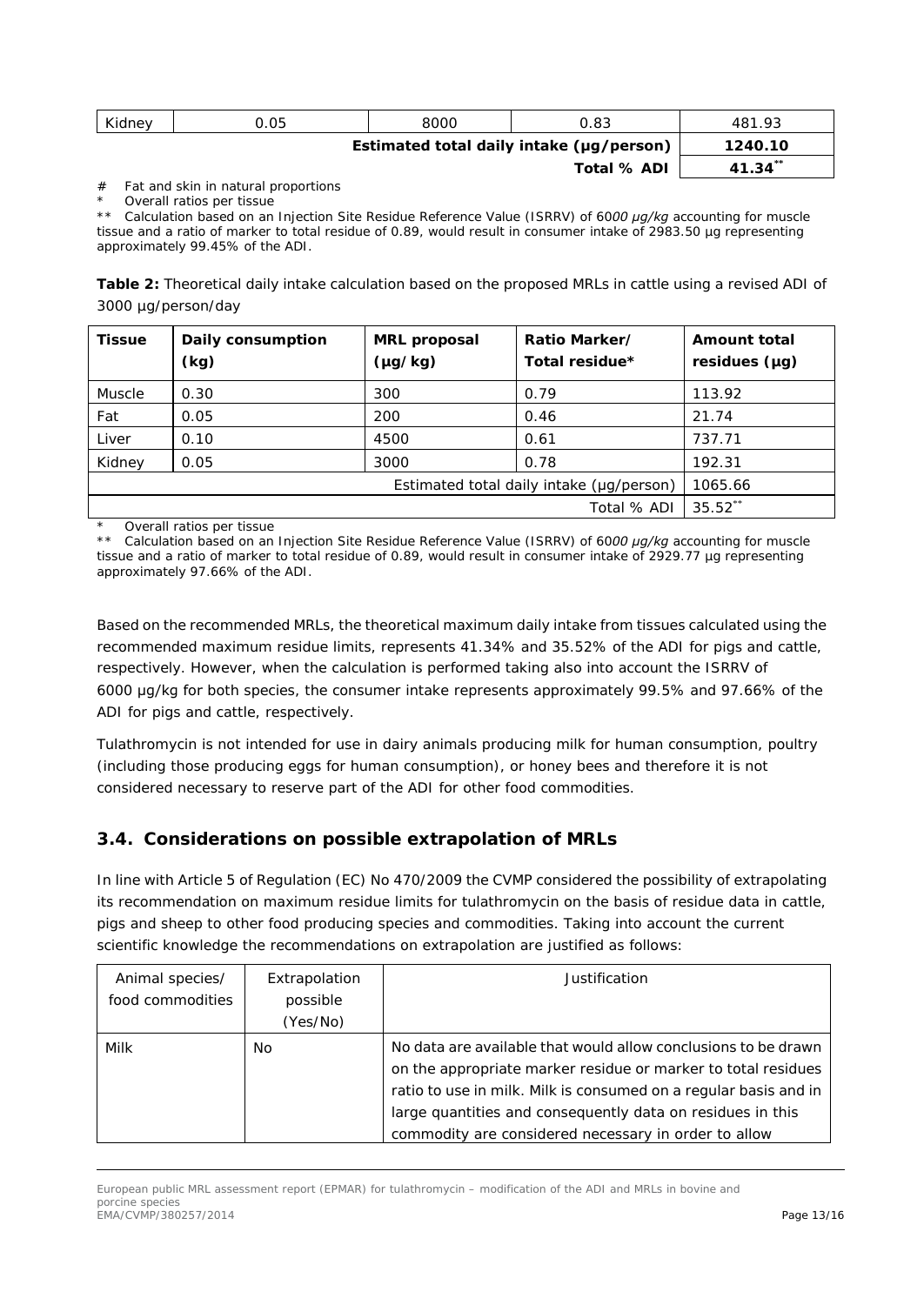| Kidney | 0.05 | 8000 | 0.83 | 481.93 |
|---|---|---|---|---|
| | | | Estimated total daily intake (µg/person) | **1240.10** |
| | | | Total % ADI | **41.34**** |

\# Fat and skin in natural proportions

\* Overall ratios per tissue

\*\* Calculation based on an Injection Site Residue Reference Value (ISRRV) of 60*00 µg/kg* accounting for muscle tissue and a ratio of marker to total residue of 0.89, would result in consumer intake of 2983.50 µg representing approximately 99.45% of the ADI.

**Table 2:** Theoretical daily intake calculation based on the proposed MRLs in cattle using a revised ADI of 3000 µg/person/day

| Tissue | Daily consumption (kg) | MRL proposal (µg/kg) | Ratio Marker/ Total residue* | Amount total residues (µg) |
|---|---|---|---|---|
| Muscle | 0.30 | 300 | 0.79 | 113.92 |
| Fat | 0.05 | 200 | 0.46 | 21.74 |
| Liver | 0.10 | 4500 | 0.61 | 737.71 |
| Kidney | 0.05 | 3000 | 0.78 | 192.31 |
| | | | Estimated total daily intake (µg/person) | 1065.66 |
| | | | Total % ADI | 35.52** |

\* Overall ratios per tissue

\*\* Calculation based on an Injection Site Residue Reference Value (ISRRV) of 60*00 µg/kg* accounting for muscle tissue and a ratio of marker to total residue of 0.89, would result in consumer intake of 2929.77 µg representing approximately 97.66% of the ADI.

Based on the recommended MRLs, the theoretical maximum daily intake from tissues calculated using the recommended maximum residue limits, represents 41.34% and 35.52% of the ADI for pigs and cattle, respectively. However, when the calculation is performed taking also into account the ISRRV of 6000 µg/kg for both species, the consumer intake represents approximately 99.5% and 97.66% of the ADI for pigs and cattle, respectively.

Tulathromycin is not intended for use in dairy animals producing milk for human consumption, poultry (including those producing eggs for human consumption), or honey bees and therefore it is not considered necessary to reserve part of the ADI for other food commodities.

## 3.4. Considerations on possible extrapolation of MRLs

In line with Article 5 of Regulation (EC) No 470/2009 the CVMP considered the possibility of extrapolating its recommendation on maximum residue limits for tulathromycin on the basis of residue data in cattle, pigs and sheep to other food producing species and commodities. Taking into account the current scientific knowledge the recommendations on extrapolation are justified as follows:

| Animal species/ food commodities | Extrapolation possible (Yes/No) | Justification |
|---|---|---|
| Milk | No | No data are available that would allow conclusions to be drawn on the appropriate marker residue or marker to total residues ratio to use in milk. Milk is consumed on a regular basis and in large quantities and consequently data on residues in this commodity are considered necessary in order to allow |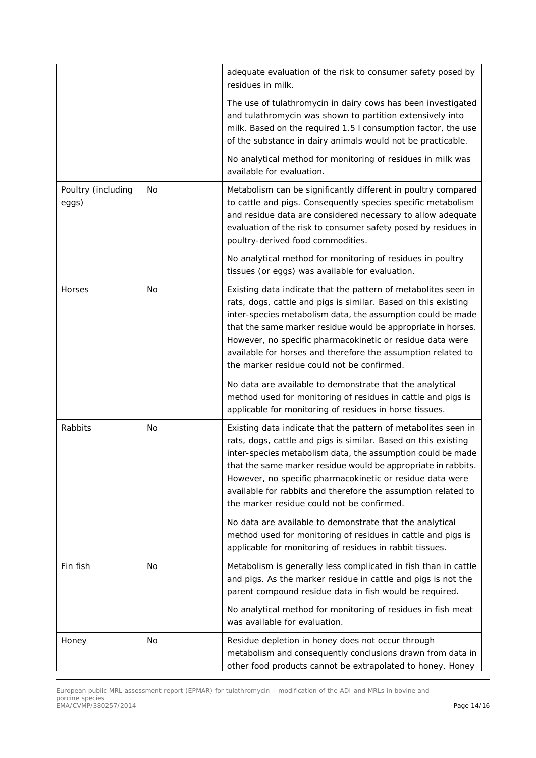| | | |
|---|---|---|
| | | adequate evaluation of the risk to consumer safety posed by residues in milk. The use of tulathromycin in dairy cows has been investigated and tulathromycin was shown to partition extensively into milk. Based on the required 1.5 l consumption factor, the use of the substance in dairy animals would not be practicable. No analytical method for monitoring of residues in milk was available for evaluation. |
| Poultry (including eggs) | No | Metabolism can be significantly different in poultry compared to cattle and pigs. Consequently species specific metabolism and residue data are considered necessary to allow adequate evaluation of the risk to consumer safety posed by residues in poultry-derived food commodities. No analytical method for monitoring of residues in poultry tissues (or eggs) was available for evaluation. |
| Horses | No | Existing data indicate that the pattern of metabolites seen in rats, dogs, cattle and pigs is similar. Based on this existing inter-species metabolism data, the assumption could be made that the same marker residue would be appropriate in horses. However, no specific pharmacokinetic or residue data were available for horses and therefore the assumption related to the marker residue could not be confirmed. No data are available to demonstrate that the analytical method used for monitoring of residues in cattle and pigs is applicable for monitoring of residues in horse tissues. |
| Rabbits | No | Existing data indicate that the pattern of metabolites seen in rats, dogs, cattle and pigs is similar. Based on this existing inter-species metabolism data, the assumption could be made that the same marker residue would be appropriate in rabbits. However, no specific pharmacokinetic or residue data were available for rabbits and therefore the assumption related to the marker residue could not be confirmed. No data are available to demonstrate that the analytical method used for monitoring of residues in cattle and pigs is applicable for monitoring of residues in rabbit tissues. |
| Fin fish | No | Metabolism is generally less complicated in fish than in cattle and pigs. As the marker residue in cattle and pigs is not the parent compound residue data in fish would be required. No analytical method for monitoring of residues in fish meat was available for evaluation. |
| Honey | No | Residue depletion in honey does not occur through metabolism and consequently conclusions drawn from data in other food products cannot be extrapolated to honey. Honey |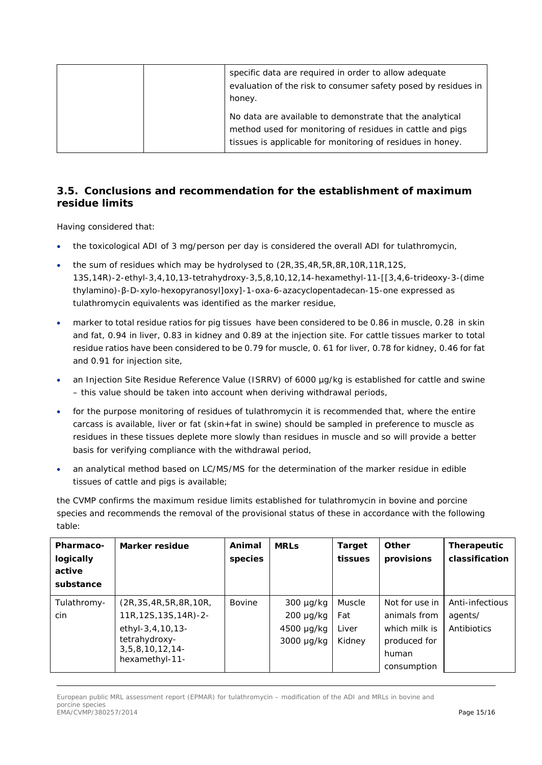| | | specific data are required in order to allow adequate evaluation of the risk to consumer safety posed by residues in honey. No data are available to demonstrate that the analytical method used for monitoring of residues in cattle and pigs tissues is applicable for monitoring of residues in honey. |
|---|---|---|

## 3.5. Conclusions and recommendation for the establishment of maximum residue limits

Having considered that:

- the toxicological ADI of 3 mg/person per day is considered the overall ADI for tulathromycin,
- the sum of residues which may be hydrolysed to (2R,3S,4R,5R,8R,10R,11R,12S,13S,14R)-2-ethyl-3,4,10,13-tetrahydroxy-3,5,8,10,12,14-hexamethyl-11-[[3,4,6-trideoxy-3-(dimethylamino)-β-D-xylo-hexopyranosyl]oxy]-1-oxa-6-azacyclopentadecan-15-one expressed as tulathromycin equivalents was identified as the marker residue,
- marker to total residue ratios for pig tissues have been considered to be 0.86 in muscle, 0.28 in skin and fat, 0.94 in liver, 0.83 in kidney and 0.89 at the injection site. For cattle tissues marker to total residue ratios have been considered to be 0.79 for muscle, 0. 61 for liver, 0.78 for kidney, 0.46 for fat and 0.91 for injection site,
- an Injection Site Residue Reference Value (ISRRV) of 6000 µg/kg is established for cattle and swine – this value should be taken into account when deriving withdrawal periods,
- for the purpose monitoring of residues of tulathromycin it is recommended that, where the entire carcass is available, liver or fat (skin+fat in swine) should be sampled in preference to muscle as residues in these tissues deplete more slowly than residues in muscle and so will provide a better basis for verifying compliance with the withdrawal period,
- an analytical method based on LC/MS/MS for the determination of the marker residue in edible tissues of cattle and pigs is available;

the CVMP confirms the maximum residue limits established for tulathromycin in bovine and porcine species and recommends the removal of the provisional status of these in accordance with the following table:

| Pharmaco-logically active substance | Marker residue | Animal species | MRLs | Target tissues | Other provisions | Therapeutic classification |
|---|---|---|---|---|---|---|
| Tulathromy-cin | (2R,3S,4R,5R,8R,10R,11R,12S,13S,14R)-2-ethyl-3,4,10,13-tetrahydroxy-3,5,8,10,12,14-hexamethyl-11- | Bovine | 300 µg/kg<br>200 µg/kg<br>4500 µg/kg<br>3000 µg/kg | Muscle<br>Fat<br>Liver<br>Kidney | Not for use in animals from which milk is produced for human consumption | Anti-infectious agents/ Antibiotics |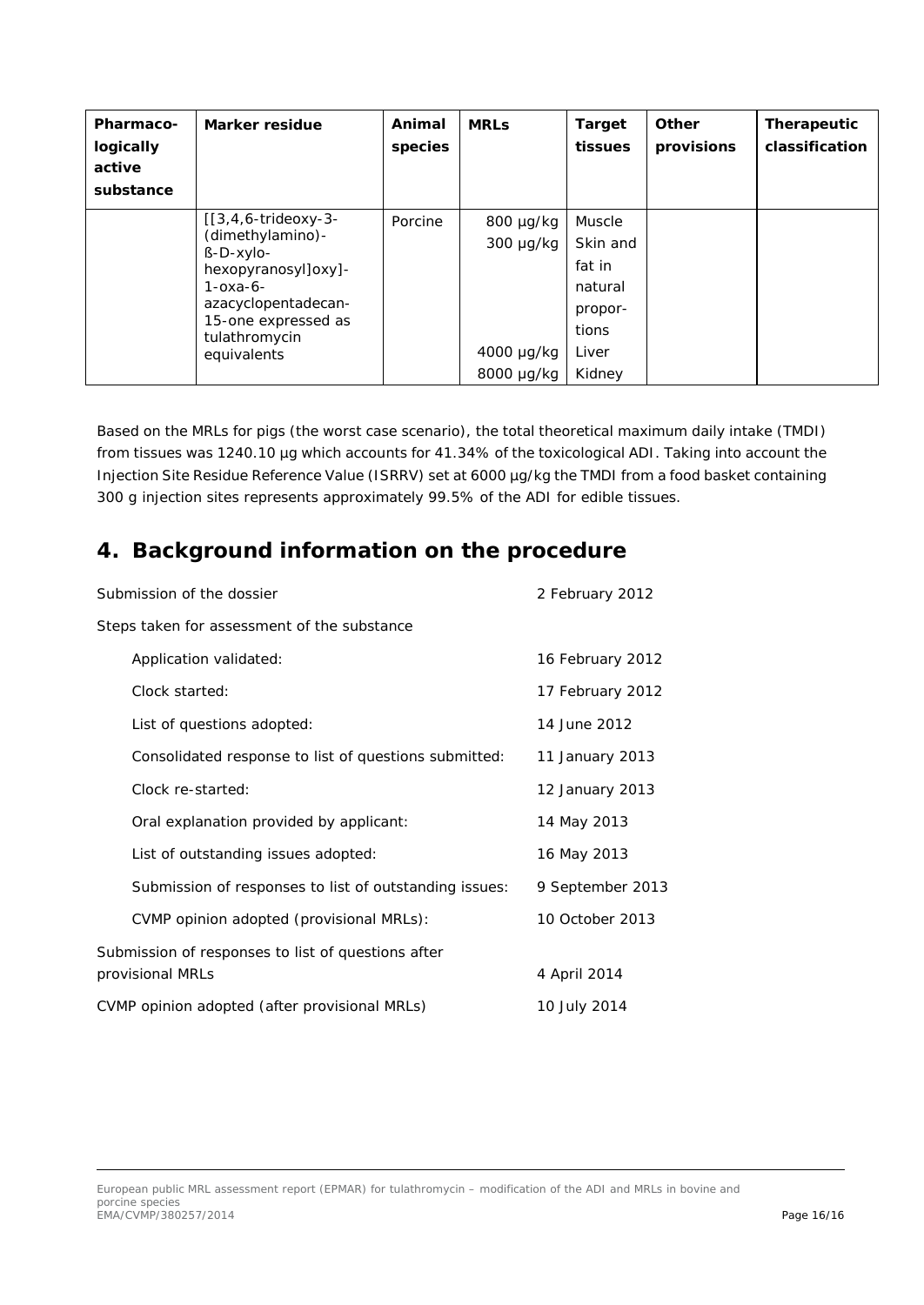| Pharmaco-logically active substance | Marker residue | Animal species | MRLs | Target tissues | Other provisions | Therapeutic classification |
|---|---|---|---|---|---|---|
| | [[3,4,6-trideoxy-3-(dimethylamino)-ß-D-xylo-hexopyranosyl]oxy]-1-oxa-6-azacyclopentadecan-15-one expressed as tulathromycin equivalents | Porcine | 800 µg/kg<br>300 µg/kg<br><br>4000 µg/kg<br>8000 µg/kg | Muscle<br>Skin and fat in natural proportions<br>Liver<br>Kidney | | |

Based on the MRLs for pigs (the worst case scenario), the total theoretical maximum daily intake (TMDI) from tissues was 1240.10 µg which accounts for 41.34% of the toxicological ADI. Taking into account the Injection Site Residue Reference Value (ISRRV) set at 6000 µg/kg the TMDI from a food basket containing 300 g injection sites represents approximately 99.5% of the ADI for edible tissues.

## 4. Background information on the procedure

| | |
|---|---|
| Submission of the dossier | 2 February 2012 |
| Steps taken for assessment of the substance | |
| Application validated: | 16 February 2012 |
| Clock started: | 17 February 2012 |
| List of questions adopted: | 14 June 2012 |
| Consolidated response to list of questions submitted: | 11 January 2013 |
| Clock re-started: | 12 January 2013 |
| Oral explanation provided by applicant: | 14 May 2013 |
| List of outstanding issues adopted: | 16 May 2013 |
| Submission of responses to list of outstanding issues: | 9 September 2013 |
| CVMP opinion adopted (provisional MRLs): | 10 October 2013 |
| Submission of responses to list of questions after provisional MRLs | 4 April 2014 |
| CVMP opinion adopted (after provisional MRLs) | 10 July 2014 |